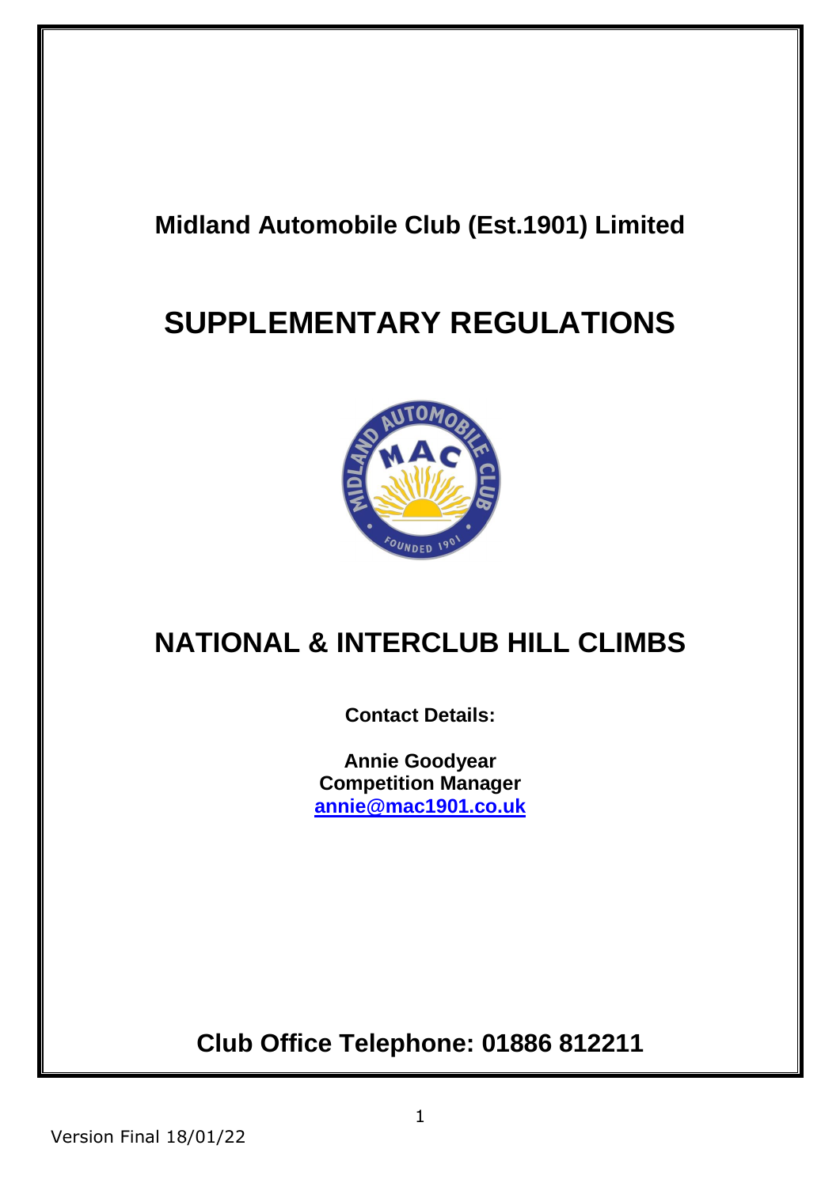**Midland Automobile Club (Est.1901) Limited**

# SUPPLEMENTARY REGULATIONS

## NATIONAL & INTERCLUB HILL CLIMBS

**Contact Details:**

**Annie Goodyear**
**Competition Manager**
**[annie@mac1901.co.uk](mailto:annie@mac1901.co.uk)**

## Club Office Telephone: 01886 812211

Version Final 18/01/22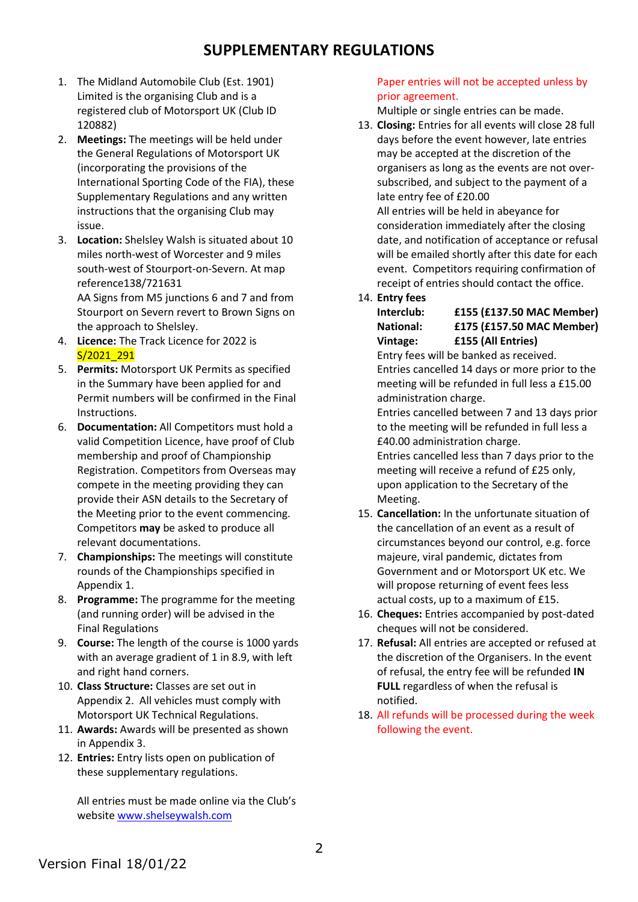# SUPPLEMENTARY REGULATIONS

1. The Midland Automobile Club (Est. 1901) Limited is the organising Club and is a registered club of Motorsport UK (Club ID 120882)
2. **Meetings:** The meetings will be held under the General Regulations of Motorsport UK (incorporating the provisions of the International Sporting Code of the FIA), these Supplementary Regulations and any written instructions that the organising Club may issue.
3. **Location:** Shelsley Walsh is situated about 10 miles north-west of Worcester and 9 miles south-west of Stourport-on-Severn. At map reference138/721631

   AA Signs from M5 junctions 6 and 7 and from Stourport on Severn revert to Brown Signs on the approach to Shelsley.
4. **Licence:** The Track Licence for 2022 is S/2021_291
5. **Permits:** Motorsport UK Permits as specified in the Summary have been applied for and Permit numbers will be confirmed in the Final Instructions.
6. **Documentation:** All Competitors must hold a valid Competition Licence, have proof of Club membership and proof of Championship Registration. Competitors from Overseas may compete in the meeting providing they can provide their ASN details to the Secretary of the Meeting prior to the event commencing. Competitors **may** be asked to produce all relevant documentations.
7. **Championships:** The meetings will constitute rounds of the Championships specified in Appendix 1.
8. **Programme:** The programme for the meeting (and running order) will be advised in the Final Regulations
9. **Course:** The length of the course is 1000 yards with an average gradient of 1 in 8.9, with left and right hand corners.
10. **Class Structure:** Classes are set out in Appendix 2. All vehicles must comply with Motorsport UK Technical Regulations.
11. **Awards:** Awards will be presented as shown in Appendix 3.
12. **Entries:** Entry lists open on publication of these supplementary regulations.

    All entries must be made online via the Club's website www.shelseywalsh.com

    Paper entries will not be accepted unless by prior agreement.

    Multiple or single entries can be made.
13. **Closing:** Entries for all events will close 28 full days before the event however, late entries may be accepted at the discretion of the organisers as long as the events are not over-subscribed, and subject to the payment of a late entry fee of £20.00

    All entries will be held in abeyance for consideration immediately after the closing date, and notification of acceptance or refusal will be emailed shortly after this date for each event. Competitors requiring confirmation of receipt of entries should contact the office.
14. **Entry fees**

    **Interclub: £155 (£137.50 MAC Member)**
    **National: £175 (£157.50 MAC Member)**
    **Vintage: £155 (All Entries)**

    Entry fees will be banked as received.

    Entries cancelled 14 days or more prior to the meeting will be refunded in full less a £15.00 administration charge.

    Entries cancelled between 7 and 13 days prior to the meeting will be refunded in full less a £40.00 administration charge.

    Entries cancelled less than 7 days prior to the meeting will receive a refund of £25 only, upon application to the Secretary of the Meeting.
15. **Cancellation:** In the unfortunate situation of the cancellation of an event as a result of circumstances beyond our control, e.g. force majeure, viral pandemic, dictates from Government and or Motorsport UK etc. We will propose returning of event fees less actual costs, up to a maximum of £15.
16. **Cheques:** Entries accompanied by post-dated cheques will not be considered.
17. **Refusal:** All entries are accepted or refused at the discretion of the Organisers. In the event of refusal, the entry fee will be refunded **IN FULL** regardless of when the refusal is notified.
18. All refunds will be processed during the week following the event.

Version Final 18/01/22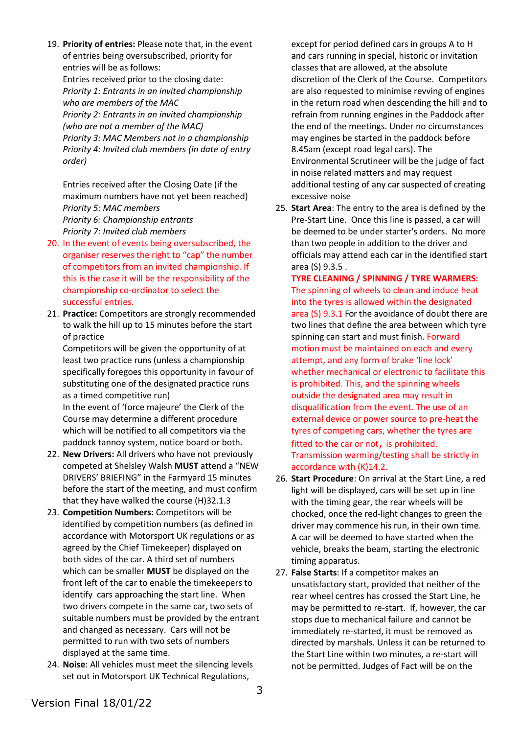19. **Priority of entries:** Please note that, in the event of entries being oversubscribed, priority for entries will be as follows:
    Entries received prior to the closing date:
    *Priority 1: Entrants in an invited championship who are members of the MAC*
    *Priority 2: Entrants in an invited championship (who are not a member of the MAC)*
    *Priority 3: MAC Members not in a championship*
    *Priority 4: Invited club members (in date of entry order)*

    Entries received after the Closing Date (if the maximum numbers have not yet been reached)
    *Priority 5: MAC members*
    *Priority 6: Championship entrants*
    *Priority 7: Invited club members*
20. In the event of events being oversubscribed, the organiser reserves the right to "cap" the number of competitors from an invited championship. If this is the case it will be the responsibility of the championship co-ordinator to select the successful entries.
21. **Practice:** Competitors are strongly recommended to walk the hill up to 15 minutes before the start of practice
    Competitors will be given the opportunity of at least two practice runs (unless a championship specifically foregoes this opportunity in favour of substituting one of the designated practice runs as a timed competitive run)
    In the event of 'force majeure' the Clerk of the Course may determine a different procedure which will be notified to all competitors via the paddock tannoy system, notice board or both.
22. **New Drivers:** All drivers who have not previously competed at Shelsley Walsh **MUST** attend a "NEW DRIVERS' BRIEFING" in the Farmyard 15 minutes before the start of the meeting, and must confirm that they have walked the course (H)32.1.3
23. **Competition Numbers:** Competitors will be identified by competition numbers (as defined in accordance with Motorsport UK regulations or as agreed by the Chief Timekeeper) displayed on both sides of the car. A third set of numbers which can be smaller **MUST** be displayed on the front left of the car to enable the timekeepers to identify cars approaching the start line. When two drivers compete in the same car, two sets of suitable numbers must be provided by the entrant and changed as necessary. Cars will not be permitted to run with two sets of numbers displayed at the same time.
24. **Noise**: All vehicles must meet the silencing levels set out in Motorsport UK Technical Regulations, except for period defined cars in groups A to H and cars running in special, historic or invitation classes that are allowed, at the absolute discretion of the Clerk of the Course. Competitors are also requested to minimise revving of engines in the return road when descending the hill and to refrain from running engines in the Paddock after the end of the meetings. Under no circumstances may engines be started in the paddock before 8.45am (except road legal cars). The Environmental Scrutineer will be the judge of fact in noise related matters and may request additional testing of any car suspected of creating excessive noise
25. **Start Area**: The entry to the area is defined by the Pre-Start Line. Once this line is passed, a car will be deemed to be under starter's orders. No more than two people in addition to the driver and officials may attend each car in the identified start area (S) 9.3.5 .
    **TYRE CLEANING / SPINNING / TYRE WARMERS:** The spinning of wheels to clean and induce heat into the tyres is allowed within the designated area (S) 9.3.1 For the avoidance of doubt there are two lines that define the area between which tyre spinning can start and must finish. Forward motion must be maintained on each and every attempt, and any form of brake 'line lock' whether mechanical or electronic to facilitate this is prohibited. This, and the spinning wheels outside the designated area may result in disqualification from the event. The use of an external device or power source to pre-heat the tyres of competing cars, whether the tyres are fitted to the car or not, is prohibited. Transmission warming/testing shall be strictly in accordance with (K)14.2.
26. **Start Procedure**: On arrival at the Start Line, a red light will be displayed, cars will be set up in line with the timing gear, the rear wheels will be chocked, once the red-light changes to green the driver may commence his run, in their own time. A car will be deemed to have started when the vehicle, breaks the beam, starting the electronic timing apparatus.
27. **False Starts**: If a competitor makes an unsatisfactory start, provided that neither of the rear wheel centres has crossed the Start Line, he may be permitted to re-start. If, however, the car stops due to mechanical failure and cannot be immediately re-started, it must be removed as directed by marshals. Unless it can be returned to the Start Line within two minutes, a re-start will not be permitted. Judges of Fact will be on the

Version Final 18/01/22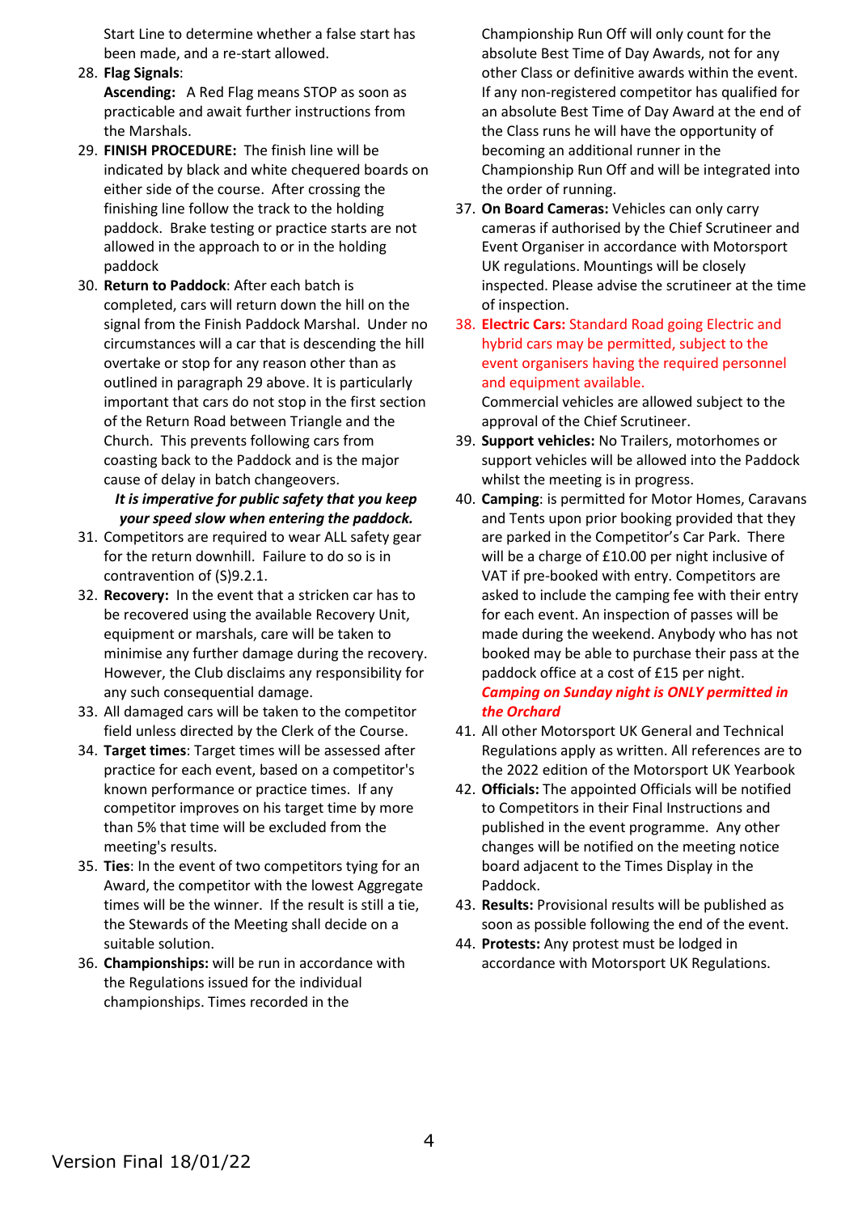Start Line to determine whether a false start has been made, and a re-start allowed.

28. **Flag Signals**:
    **Ascending:** A Red Flag means STOP as soon as practicable and await further instructions from the Marshals.
29. **FINISH PROCEDURE:** The finish line will be indicated by black and white chequered boards on either side of the course. After crossing the finishing line follow the track to the holding paddock. Brake testing or practice starts are not allowed in the approach to or in the holding paddock
30. **Return to Paddock**: After each batch is completed, cars will return down the hill on the signal from the Finish Paddock Marshal. Under no circumstances will a car that is descending the hill overtake or stop for any reason other than as outlined in paragraph 29 above. It is particularly important that cars do not stop in the first section of the Return Road between Triangle and the Church. This prevents following cars from coasting back to the Paddock and is the major cause of delay in batch changeovers.
    ***It is imperative for public safety that you keep your speed slow when entering the paddock.***
31. Competitors are required to wear ALL safety gear for the return downhill. Failure to do so is in contravention of (S)9.2.1.
32. **Recovery:** In the event that a stricken car has to be recovered using the available Recovery Unit, equipment or marshals, care will be taken to minimise any further damage during the recovery. However, the Club disclaims any responsibility for any such consequential damage.
33. All damaged cars will be taken to the competitor field unless directed by the Clerk of the Course.
34. **Target times**: Target times will be assessed after practice for each event, based on a competitor's known performance or practice times. If any competitor improves on his target time by more than 5% that time will be excluded from the meeting's results.
35. **Ties**: In the event of two competitors tying for an Award, the competitor with the lowest Aggregate times will be the winner. If the result is still a tie, the Stewards of the Meeting shall decide on a suitable solution.
36. **Championships:** will be run in accordance with the Regulations issued for the individual championships. Times recorded in the Championship Run Off will only count for the absolute Best Time of Day Awards, not for any other Class or definitive awards within the event. If any non-registered competitor has qualified for an absolute Best Time of Day Award at the end of the Class runs he will have the opportunity of becoming an additional runner in the Championship Run Off and will be integrated into the order of running.
37. **On Board Cameras:** Vehicles can only carry cameras if authorised by the Chief Scrutineer and Event Organiser in accordance with Motorsport UK regulations. Mountings will be closely inspected. Please advise the scrutineer at the time of inspection.
38. **Electric Cars:** Standard Road going Electric and hybrid cars may be permitted, subject to the event organisers having the required personnel and equipment available.
    Commercial vehicles are allowed subject to the approval of the Chief Scrutineer.
39. **Support vehicles:** No Trailers, motorhomes or support vehicles will be allowed into the Paddock whilst the meeting is in progress.
40. **Camping**: is permitted for Motor Homes, Caravans and Tents upon prior booking provided that they are parked in the Competitor's Car Park. There will be a charge of £10.00 per night inclusive of VAT if pre-booked with entry. Competitors are asked to include the camping fee with their entry for each event. An inspection of passes will be made during the weekend. Anybody who has not booked may be able to purchase their pass at the paddock office at a cost of £15 per night.
    ***Camping on Sunday night is ONLY permitted in the Orchard***
41. All other Motorsport UK General and Technical Regulations apply as written. All references are to the 2022 edition of the Motorsport UK Yearbook
42. **Officials:** The appointed Officials will be notified to Competitors in their Final Instructions and published in the event programme. Any other changes will be notified on the meeting notice board adjacent to the Times Display in the Paddock.
43. **Results:** Provisional results will be published as soon as possible following the end of the event.
44. **Protests:** Any protest must be lodged in accordance with Motorsport UK Regulations.

Version Final 18/01/22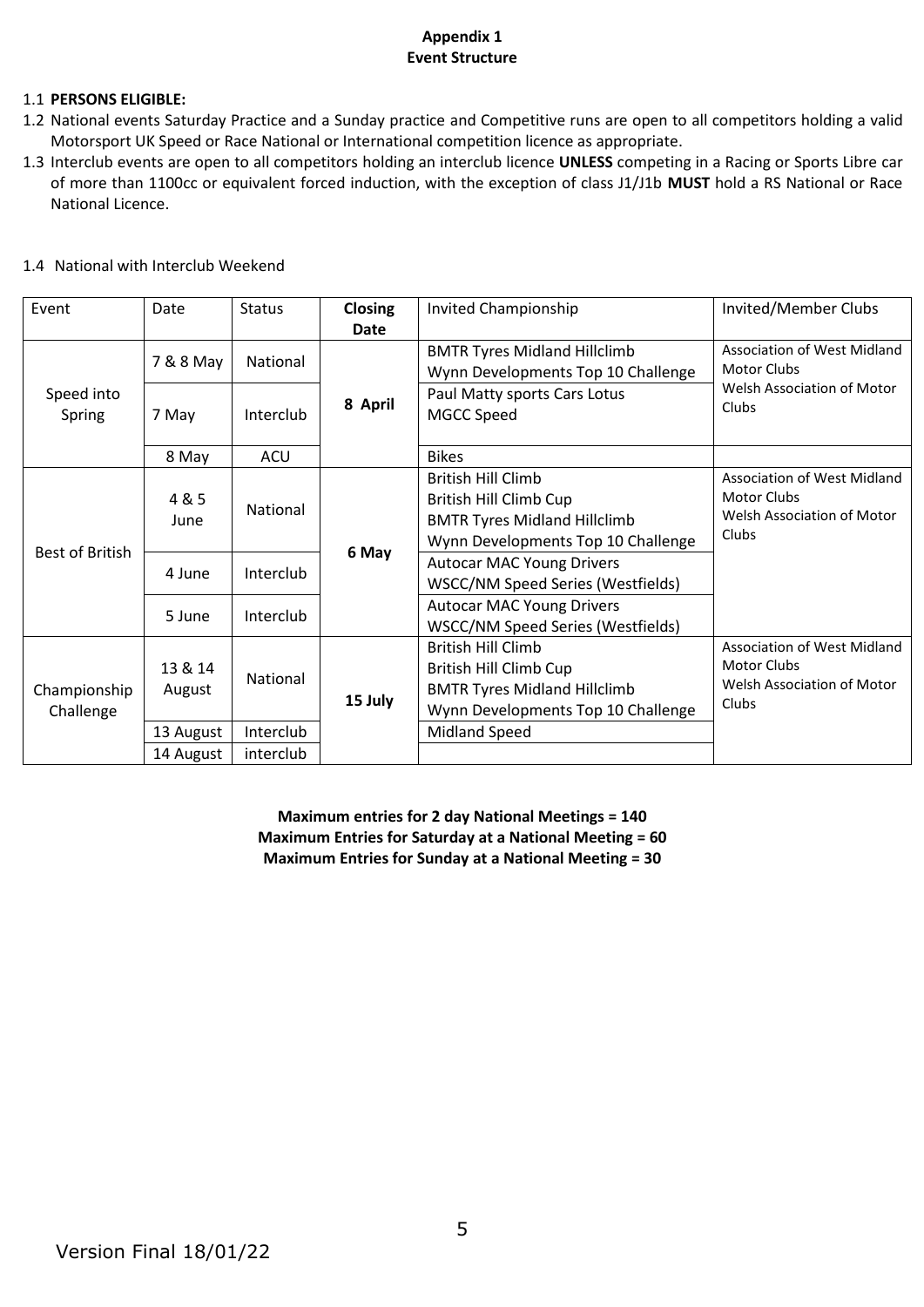**Appendix 1**
**Event Structure**

1.1 **PERSONS ELIGIBLE:**

1.2 National events Saturday Practice and a Sunday practice and Competitive runs are open to all competitors holding a valid Motorsport UK Speed or Race National or International competition licence as appropriate.

1.3 Interclub events are open to all competitors holding an interclub licence **UNLESS** competing in a Racing or Sports Libre car of more than 1100cc or equivalent forced induction, with the exception of class J1/J1b **MUST** hold a RS National or Race National Licence.

1.4 National with Interclub Weekend

| Event | Date | Status | **Closing Date** | Invited Championship | Invited/Member Clubs |
|---|---|---|---|---|---|
| Speed into Spring | 7 & 8 May | National | **8 April** | BMTR Tyres Midland Hillclimb<br>Wynn Developments Top 10 Challenge | Association of West Midland Motor Clubs<br>Welsh Association of Motor Clubs |
| | 7 May | Interclub | | Paul Matty sports Cars Lotus<br>MGCC Speed | |
| | 8 May | ACU | | Bikes | |
| Best of British | 4 & 5 June | National | **6 May** | British Hill Climb<br>British Hill Climb Cup<br>BMTR Tyres Midland Hillclimb<br>Wynn Developments Top 10 Challenge | Association of West Midland Motor Clubs<br>Welsh Association of Motor Clubs |
| | 4 June | Interclub | | Autocar MAC Young Drivers<br>WSCC/NM Speed Series (Westfields) | |
| | 5 June | Interclub | | Autocar MAC Young Drivers<br>WSCC/NM Speed Series (Westfields) | |
| Championship Challenge | 13 & 14 August | National | **15 July** | British Hill Climb<br>British Hill Climb Cup<br>BMTR Tyres Midland Hillclimb<br>Wynn Developments Top 10 Challenge | Association of West Midland Motor Clubs<br>Welsh Association of Motor Clubs |
| | 13 August | Interclub | | Midland Speed | |
| | 14 August | interclub | | | |

**Maximum entries for 2 day National Meetings = 140**
**Maximum Entries for Saturday at a National Meeting = 60**
**Maximum Entries for Sunday at a National Meeting = 30**

Version Final 18/01/22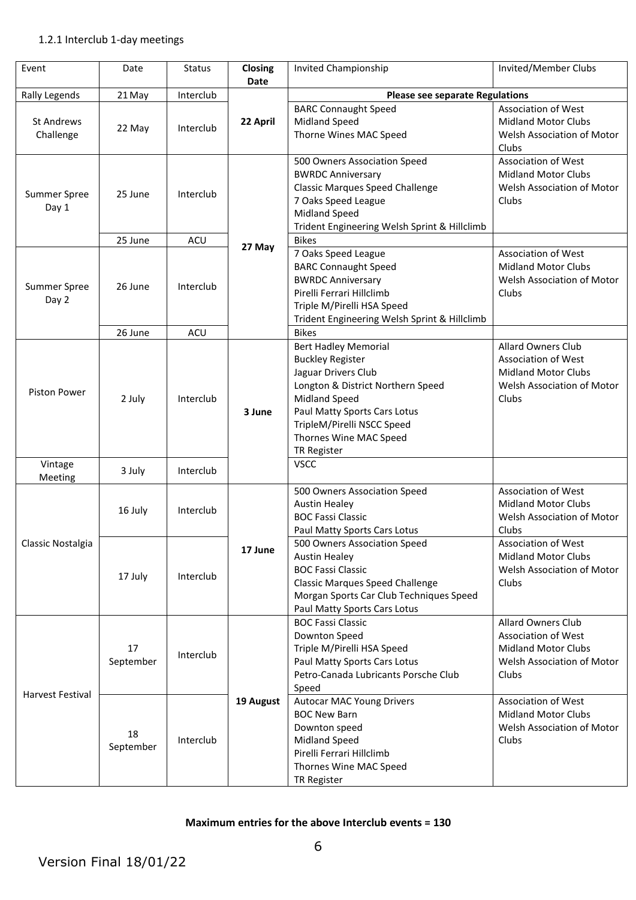### 1.2.1 Interclub 1-day meetings

| Event | Date | Status | Closing Date | Invited Championship | Invited/Member Clubs |
|---|---|---|---|---|---|
| Rally Legends | 21 May | Interclub | 22 April | **Please see separate Regulations** | |
| St Andrews Challenge | 22 May | Interclub | | BARC Connaught Speed<br>Midland Speed<br>Thorne Wines MAC Speed | Association of West Midland Motor Clubs<br>Welsh Association of Motor Clubs |
| Summer Spree Day 1 | 25 June | Interclub | 27 May | 500 Owners Association Speed<br>BWRDC Anniversary<br>Classic Marques Speed Challenge<br>7 Oaks Speed League<br>Midland Speed<br>Trident Engineering Welsh Sprint & Hillclimb | Association of West Midland Motor Clubs<br>Welsh Association of Motor Clubs |
| | 25 June | ACU | | Bikes | |
| Summer Spree Day 2 | 26 June | Interclub | | 7 Oaks Speed League<br>BARC Connaught Speed<br>BWRDC Anniversary<br>Pirelli Ferrari Hillclimb<br>Triple M/Pirelli HSA Speed<br>Trident Engineering Welsh Sprint & Hillclimb | Association of West Midland Motor Clubs<br>Welsh Association of Motor Clubs |
| | 26 June | ACU | | Bikes | |
| Piston Power | 2 July | Interclub | 3 June | Bert Hadley Memorial<br>Buckley Register<br>Jaguar Drivers Club<br>Longton & District Northern Speed<br>Midland Speed<br>Paul Matty Sports Cars Lotus<br>TripleM/Pirelli NSCC Speed<br>Thornes Wine MAC Speed<br>TR Register | Allard Owners Club<br>Association of West Midland Motor Clubs<br>Welsh Association of Motor Clubs |
| Vintage Meeting | 3 July | Interclub | | VSCC | |
| Classic Nostalgia | 16 July | Interclub | 17 June | 500 Owners Association Speed<br>Austin Healey<br>BOC Fassi Classic<br>Paul Matty Sports Cars Lotus | Association of West Midland Motor Clubs<br>Welsh Association of Motor Clubs |
| | 17 July | Interclub | | 500 Owners Association Speed<br>Austin Healey<br>BOC Fassi Classic<br>Classic Marques Speed Challenge<br>Morgan Sports Car Club Techniques Speed<br>Paul Matty Sports Cars Lotus | Association of West Midland Motor Clubs<br>Welsh Association of Motor Clubs |
| Harvest Festival | 17 September | Interclub | 19 August | BOC Fassi Classic<br>Downton Speed<br>Triple M/Pirelli HSA Speed<br>Paul Matty Sports Cars Lotus<br>Petro-Canada Lubricants Porsche Club Speed | Allard Owners Club<br>Association of West Midland Motor Clubs<br>Welsh Association of Motor Clubs |
| | 18 September | Interclub | | Autocar MAC Young Drivers<br>BOC New Barn<br>Downton speed<br>Midland Speed<br>Pirelli Ferrari Hillclimb<br>Thornes Wine MAC Speed<br>TR Register | Association of West Midland Motor Clubs<br>Welsh Association of Motor Clubs |

**Maximum entries for the above Interclub events = 130**

Version Final 18/01/22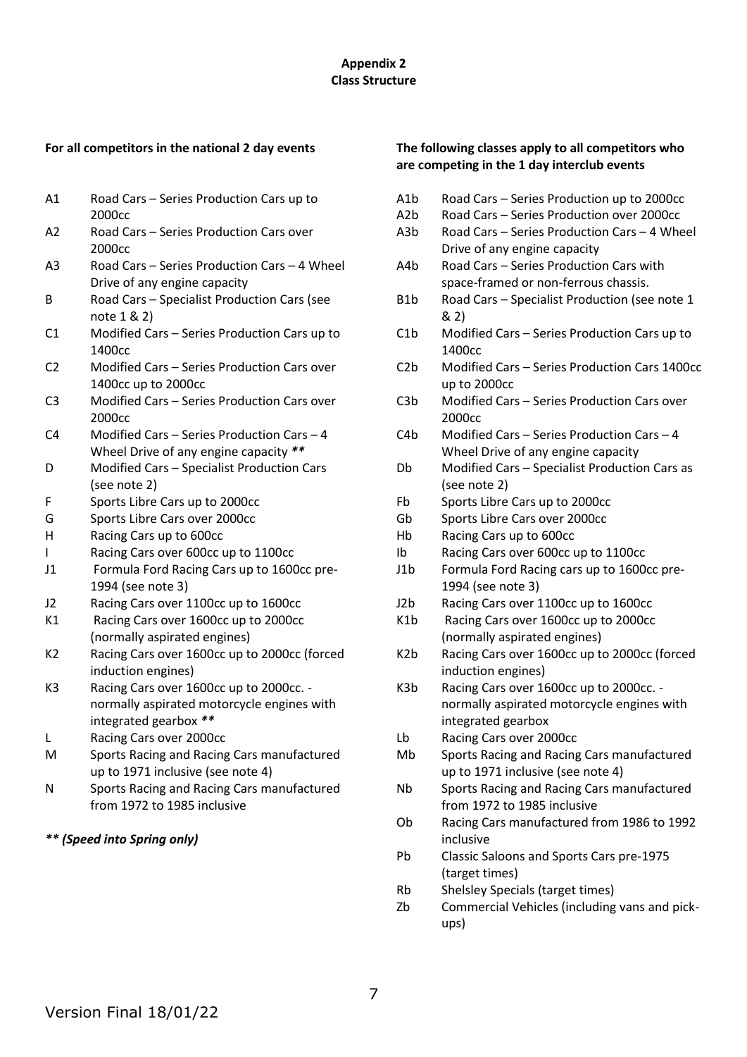**Appendix 2**
**Class Structure**

**For all competitors in the national 2 day events**

| Class | Description |
|---|---|
| A1 | Road Cars – Series Production Cars up to 2000cc |
| A2 | Road Cars – Series Production Cars over 2000cc |
| A3 | Road Cars – Series Production Cars – 4 Wheel Drive of any engine capacity |
| B | Road Cars – Specialist Production Cars (see note 1 & 2) |
| C1 | Modified Cars – Series Production Cars up to 1400cc |
| C2 | Modified Cars – Series Production Cars over 1400cc up to 2000cc |
| C3 | Modified Cars – Series Production Cars over 2000cc |
| C4 | Modified Cars – Series Production Cars – 4 Wheel Drive of any engine capacity *** |
| D | Modified Cars – Specialist Production Cars (see note 2) |
| F | Sports Libre Cars up to 2000cc |
| G | Sports Libre Cars over 2000cc |
| H | Racing Cars up to 600cc |
| I | Racing Cars over 600cc up to 1100cc |
| J1 | Formula Ford Racing Cars up to 1600cc pre-1994 (see note 3) |
| J2 | Racing Cars over 1100cc up to 1600cc |
| K1 | Racing Cars over 1600cc up to 2000cc (normally aspirated engines) |
| K2 | Racing Cars over 1600cc up to 2000cc (forced induction engines) |
| K3 | Racing Cars over 1600cc up to 2000cc. - normally aspirated motorcycle engines with integrated gearbox *** |
| L | Racing Cars over 2000cc |
| M | Sports Racing and Racing Cars manufactured up to 1971 inclusive (see note 4) |
| N | Sports Racing and Racing Cars manufactured from 1972 to 1985 inclusive |

***** *(Speed into Spring only)***

**The following classes apply to all competitors who are competing in the 1 day interclub events**

| Class | Description |
|---|---|
| A1b | Road Cars – Series Production up to 2000cc |
| A2b | Road Cars – Series Production over 2000cc |
| A3b | Road Cars – Series Production Cars – 4 Wheel Drive of any engine capacity |
| A4b | Road Cars – Series Production Cars with space-framed or non-ferrous chassis. |
| B1b | Road Cars – Specialist Production (see note 1 & 2) |
| C1b | Modified Cars – Series Production Cars up to 1400cc |
| C2b | Modified Cars – Series Production Cars 1400cc up to 2000cc |
| C3b | Modified Cars – Series Production Cars over 2000cc |
| C4b | Modified Cars – Series Production Cars – 4 Wheel Drive of any engine capacity |
| Db | Modified Cars – Specialist Production Cars as (see note 2) |
| Fb | Sports Libre Cars up to 2000cc |
| Gb | Sports Libre Cars over 2000cc |
| Hb | Racing Cars up to 600cc |
| Ib | Racing Cars over 600cc up to 1100cc |
| J1b | Formula Ford Racing cars up to 1600cc pre-1994 (see note 3) |
| J2b | Racing Cars over 1100cc up to 1600cc |
| K1b | Racing Cars over 1600cc up to 2000cc (normally aspirated engines) |
| K2b | Racing Cars over 1600cc up to 2000cc (forced induction engines) |
| K3b | Racing Cars over 1600cc up to 2000cc. - normally aspirated motorcycle engines with integrated gearbox |
| Lb | Racing Cars over 2000cc |
| Mb | Sports Racing and Racing Cars manufactured up to 1971 inclusive (see note 4) |
| Nb | Sports Racing and Racing Cars manufactured from 1972 to 1985 inclusive |
| Ob | Racing Cars manufactured from 1986 to 1992 inclusive |
| Pb | Classic Saloons and Sports Cars pre-1975 (target times) |
| Rb | Shelsley Specials (target times) |
| Zb | Commercial Vehicles (including vans and pick-ups) |

Version Final 18/01/22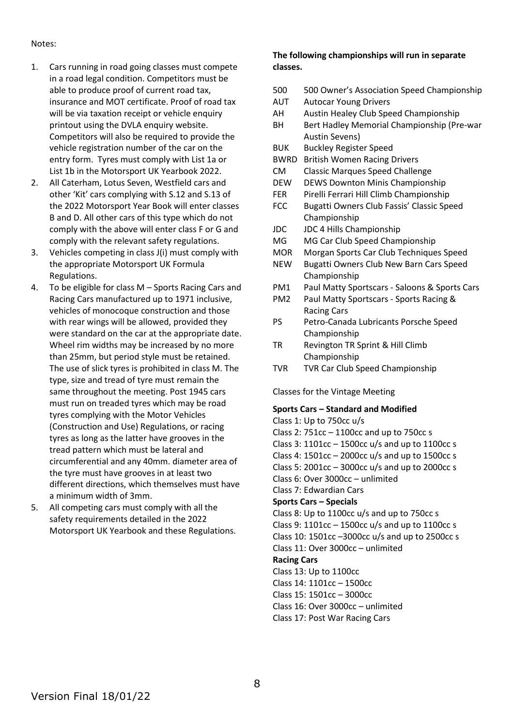Notes:

1. Cars running in road going classes must compete in a road legal condition. Competitors must be able to produce proof of current road tax, insurance and MOT certificate. Proof of road tax will be via taxation receipt or vehicle enquiry printout using the DVLA enquiry website. Competitors will also be required to provide the vehicle registration number of the car on the entry form. Tyres must comply with List 1a or List 1b in the Motorsport UK Yearbook 2022.
2. All Caterham, Lotus Seven, Westfield cars and other 'Kit' cars complying with S.12 and S.13 of the 2022 Motorsport Year Book will enter classes B and D. All other cars of this type which do not comply with the above will enter class F or G and comply with the relevant safety regulations.
3. Vehicles competing in class J(i) must comply with the appropriate Motorsport UK Formula Regulations.
4. To be eligible for class M – Sports Racing Cars and Racing Cars manufactured up to 1971 inclusive, vehicles of monocoque construction and those with rear wings will be allowed, provided they were standard on the car at the appropriate date. Wheel rim widths may be increased by no more than 25mm, but period style must be retained. The use of slick tyres is prohibited in class M. The type, size and tread of tyre must remain the same throughout the meeting. Post 1945 cars must run on treaded tyres which may be road tyres complying with the Motor Vehicles (Construction and Use) Regulations, or racing tyres as long as the latter have grooves in the tread pattern which must be lateral and circumferential and any 40mm. diameter area of the tyre must have grooves in at least two different directions, which themselves must have a minimum width of 3mm.
5. All competing cars must comply with all the safety requirements detailed in the 2022 Motorsport UK Yearbook and these Regulations.

**The following championships will run in separate classes.**

| | |
|---|---|
| 500 | 500 Owner's Association Speed Championship |
| AUT | Autocar Young Drivers |
| AH | Austin Healey Club Speed Championship |
| BH | Bert Hadley Memorial Championship (Pre-war Austin Sevens) |
| BUK | Buckley Register Speed |
| BWRD | British Women Racing Drivers |
| CM | Classic Marques Speed Challenge |
| DEW | DEWS Downton Minis Championship |
| FER | Pirelli Ferrari Hill Climb Championship |
| FCC | Bugatti Owners Club Fassis' Classic Speed Championship |
| JDC | JDC 4 Hills Championship |
| MG | MG Car Club Speed Championship |
| MOR | Morgan Sports Car Club Techniques Speed |
| NEW | Bugatti Owners Club New Barn Cars Speed Championship |
| PM1 | Paul Matty Sportscars - Saloons & Sports Cars |
| PM2 | Paul Matty Sportscars - Sports Racing & Racing Cars |
| PS | Petro-Canada Lubricants Porsche Speed Championship |
| TR | Revington TR Sprint & Hill Climb Championship |
| TVR | TVR Car Club Speed Championship |

Classes for the Vintage Meeting

**Sports Cars – Standard and Modified**

Class 1: Up to 750cc u/s
Class 2: 751cc – 1100cc and up to 750cc s
Class 3: 1101cc – 1500cc u/s and up to 1100cc s
Class 4: 1501cc – 2000cc u/s and up to 1500cc s
Class 5: 2001cc – 3000cc u/s and up to 2000cc s
Class 6: Over 3000cc – unlimited
Class 7: Edwardian Cars

**Sports Cars – Specials**

Class 8: Up to 1100cc u/s and up to 750cc s
Class 9: 1101cc – 1500cc u/s and up to 1100cc s
Class 10: 1501cc –3000cc u/s and up to 2500cc s
Class 11: Over 3000cc – unlimited

**Racing Cars**

Class 13: Up to 1100cc
Class 14: 1101cc – 1500cc
Class 15: 1501cc – 3000cc
Class 16: Over 3000cc – unlimited
Class 17: Post War Racing Cars

Version Final 18/01/22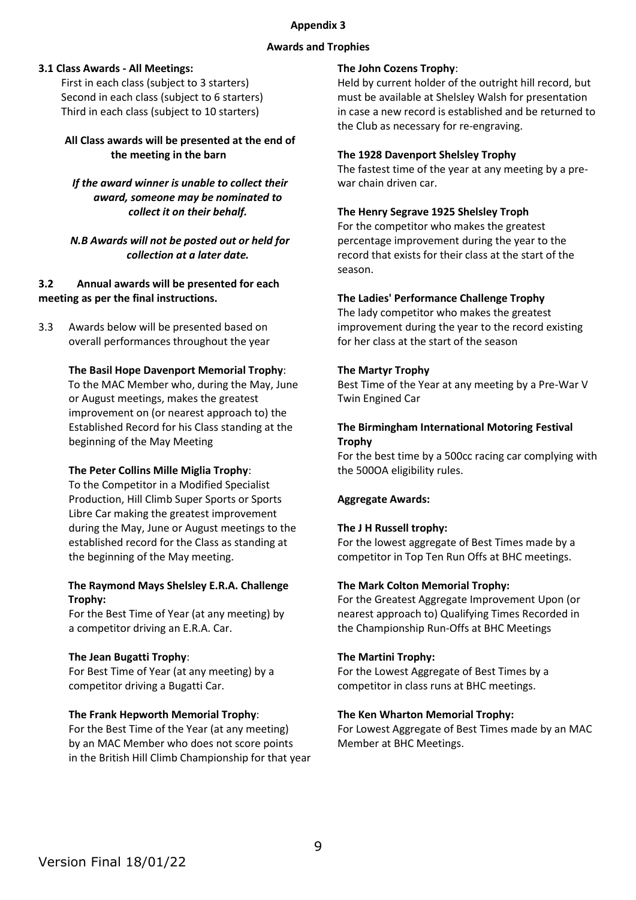# Appendix 3

## Awards and Trophies

### 3.1 Class Awards - All Meetings:

First in each class (subject to 3 starters)
Second in each class (subject to 6 starters)
Third in each class (subject to 10 starters)

**All Class awards will be presented at the end of the meeting in the barn**

***If the award winner is unable to collect their award, someone may be nominated to collect it on their behalf.***

***N.B Awards will not be posted out or held for collection at a later date.***

**3.2 Annual awards will be presented for each meeting as per the final instructions.**

3.3 Awards below will be presented based on overall performances throughout the year

**The Basil Hope Davenport Memorial Trophy**:
To the MAC Member who, during the May, June or August meetings, makes the greatest improvement on (or nearest approach to) the Established Record for his Class standing at the beginning of the May Meeting

**The Peter Collins Mille Miglia Trophy**:
To the Competitor in a Modified Specialist Production, Hill Climb Super Sports or Sports Libre Car making the greatest improvement during the May, June or August meetings to the established record for the Class as standing at the beginning of the May meeting.

**The Raymond Mays Shelsley E.R.A. Challenge Trophy:**
For the Best Time of Year (at any meeting) by a competitor driving an E.R.A. Car.

**The Jean Bugatti Trophy**:
For Best Time of Year (at any meeting) by a competitor driving a Bugatti Car.

**The Frank Hepworth Memorial Trophy**:
For the Best Time of the Year (at any meeting) by an MAC Member who does not score points in the British Hill Climb Championship for that year

**The John Cozens Trophy**:
Held by current holder of the outright hill record, but must be available at Shelsley Walsh for presentation in case a new record is established and be returned to the Club as necessary for re-engraving.

**The 1928 Davenport Shelsley Trophy**
The fastest time of the year at any meeting by a pre-war chain driven car.

**The Henry Segrave 1925 Shelsley Troph**
For the competitor who makes the greatest percentage improvement during the year to the record that exists for their class at the start of the season.

**The Ladies' Performance Challenge Trophy**
The lady competitor who makes the greatest improvement during the year to the record existing for her class at the start of the season

**The Martyr Trophy**
Best Time of the Year at any meeting by a Pre-War V Twin Engined Car

**The Birmingham International Motoring Festival Trophy**
For the best time by a 500cc racing car complying with the 500OA eligibility rules.

**Aggregate Awards:**

**The J H Russell trophy:**
For the lowest aggregate of Best Times made by a competitor in Top Ten Run Offs at BHC meetings.

**The Mark Colton Memorial Trophy:**
For the Greatest Aggregate Improvement Upon (or nearest approach to) Qualifying Times Recorded in the Championship Run-Offs at BHC Meetings

**The Martini Trophy:**
For the Lowest Aggregate of Best Times by a competitor in class runs at BHC meetings.

**The Ken Wharton Memorial Trophy:**
For Lowest Aggregate of Best Times made by an MAC Member at BHC Meetings.

Version Final 18/01/22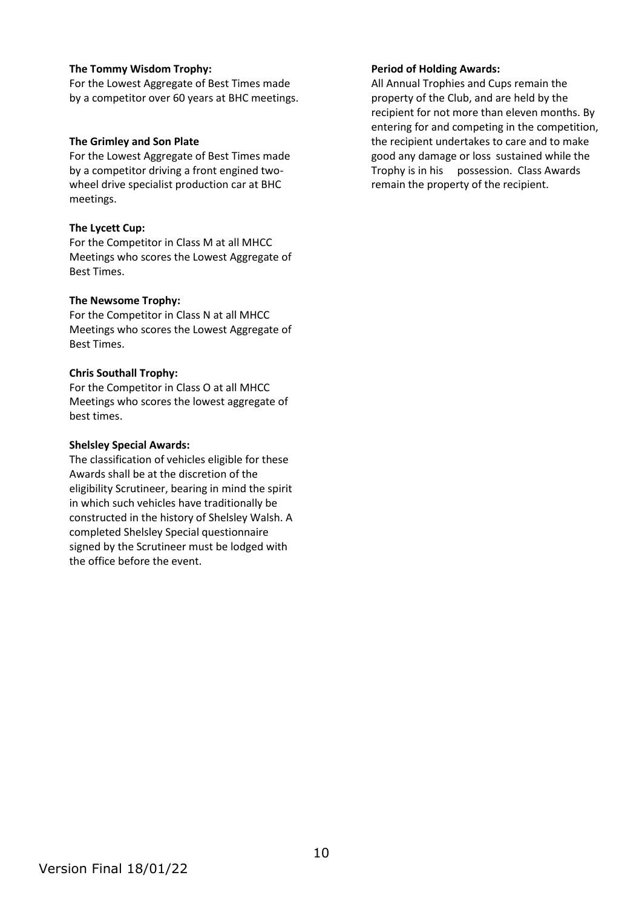**The Tommy Wisdom Trophy:**
For the Lowest Aggregate of Best Times made by a competitor over 60 years at BHC meetings.

**The Grimley and Son Plate**
For the Lowest Aggregate of Best Times made by a competitor driving a front engined two-wheel drive specialist production car at BHC meetings.

**The Lycett Cup:**
For the Competitor in Class M at all MHCC Meetings who scores the Lowest Aggregate of Best Times.

**The Newsome Trophy:**
For the Competitor in Class N at all MHCC Meetings who scores the Lowest Aggregate of Best Times.

**Chris Southall Trophy:**
For the Competitor in Class O at all MHCC Meetings who scores the lowest aggregate of best times.

**Shelsley Special Awards:**
The classification of vehicles eligible for these Awards shall be at the discretion of the eligibility Scrutineer, bearing in mind the spirit in which such vehicles have traditionally be constructed in the history of Shelsley Walsh. A completed Shelsley Special questionnaire signed by the Scrutineer must be lodged with the office before the event.

**Period of Holding Awards:**
All Annual Trophies and Cups remain the property of the Club, and are held by the recipient for not more than eleven months. By entering for and competing in the competition, the recipient undertakes to care and to make good any damage or loss sustained while the Trophy is in his possession. Class Awards remain the property of the recipient.

Version Final 18/01/22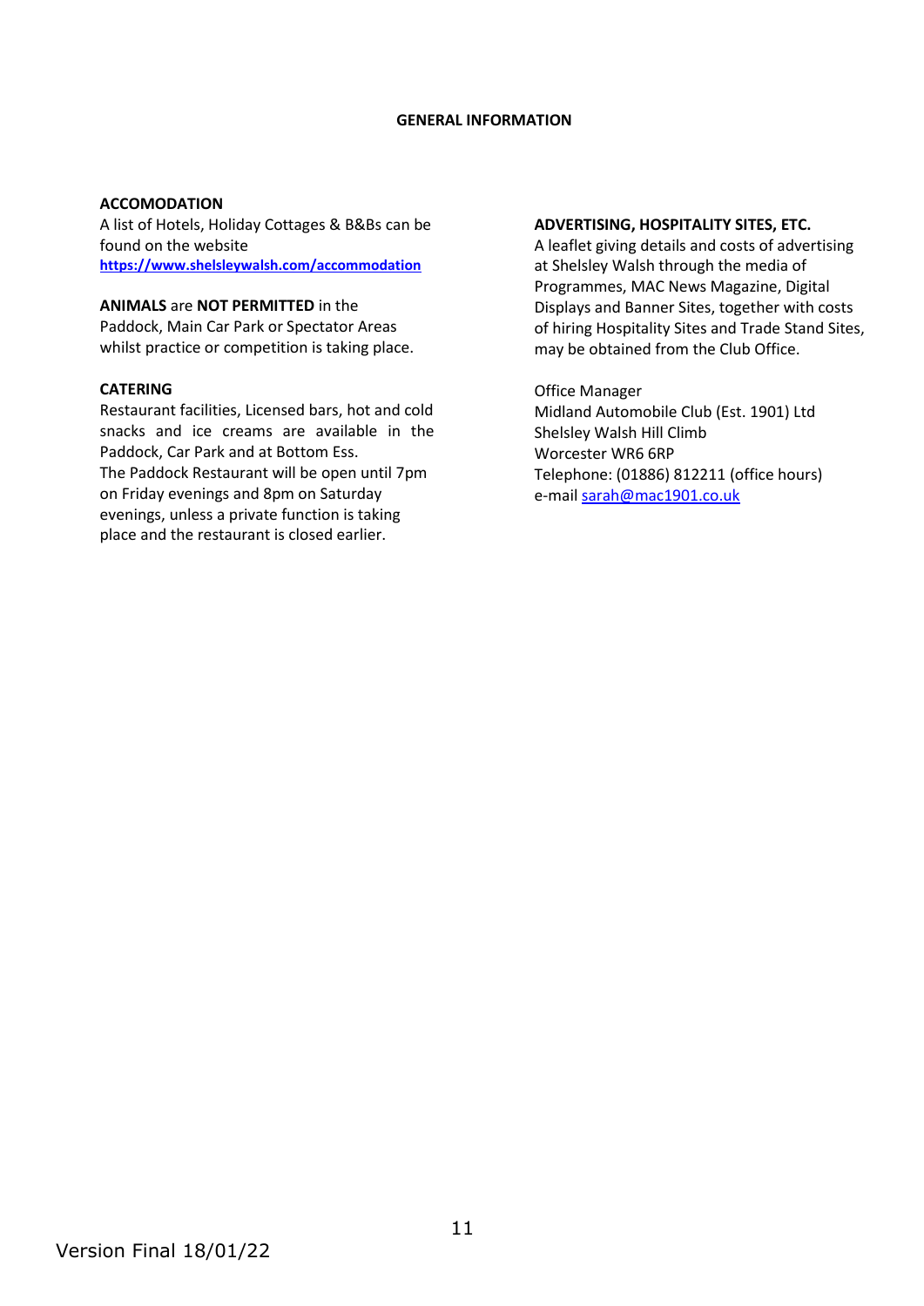## GENERAL INFORMATION

**ACCOMODATION**

A list of Hotels, Holiday Cottages & B&Bs can be found on the website **https://www.shelsleywalsh.com/accommodation**

**ANIMALS** are **NOT PERMITTED** in the Paddock, Main Car Park or Spectator Areas whilst practice or competition is taking place.

**CATERING**

Restaurant facilities, Licensed bars, hot and cold snacks and ice creams are available in the Paddock, Car Park and at Bottom Ess.

The Paddock Restaurant will be open until 7pm on Friday evenings and 8pm on Saturday evenings, unless a private function is taking place and the restaurant is closed earlier.

**ADVERTISING, HOSPITALITY SITES, ETC.**

A leaflet giving details and costs of advertising at Shelsley Walsh through the media of Programmes, MAC News Magazine, Digital Displays and Banner Sites, together with costs of hiring Hospitality Sites and Trade Stand Sites, may be obtained from the Club Office.

Office Manager
Midland Automobile Club (Est. 1901) Ltd
Shelsley Walsh Hill Climb
Worcester WR6 6RP
Telephone: (01886) 812211 (office hours)
e-mail sarah@mac1901.co.uk

Version Final 18/01/22